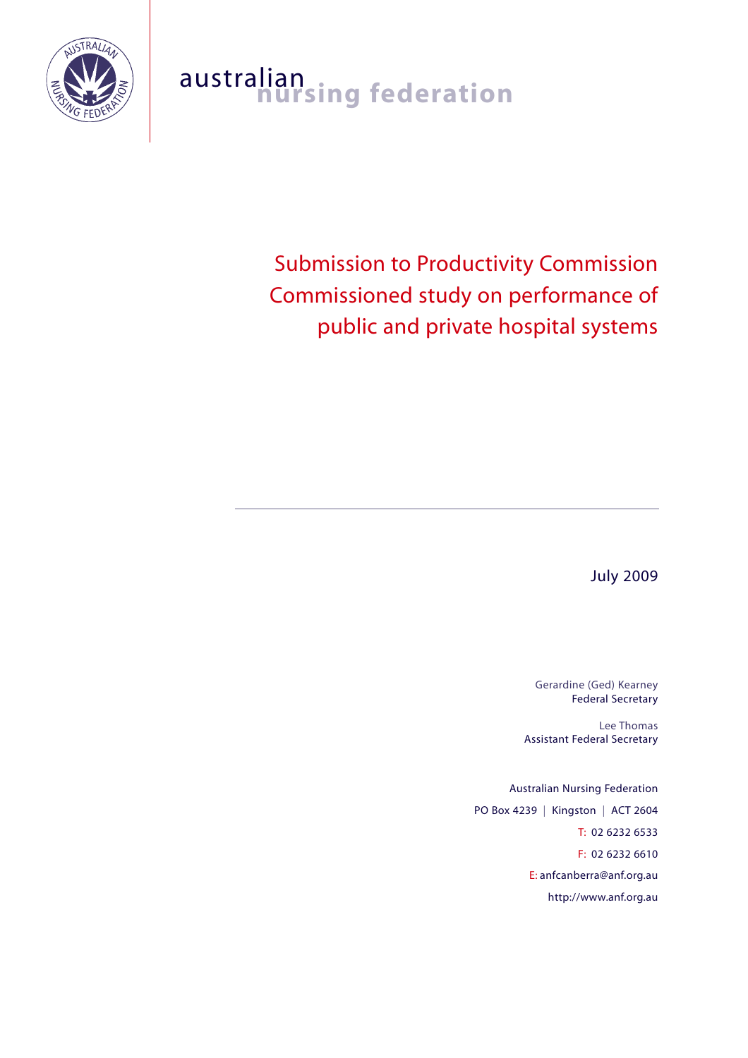australian nursing federation

# Submission to Productivity Commission Commissioned study on performance of public and private hospital systems

---

July 2009

Gerardine (Ged) Kearney
Federal Secretary

Lee Thomas
Assistant Federal Secretary

Australian Nursing Federation
PO Box 4239 | Kingston | ACT 2604
T: 02 6232 6533
F: 02 6232 6610
E: anfcanberra@anf.org.au
http://www.anf.org.au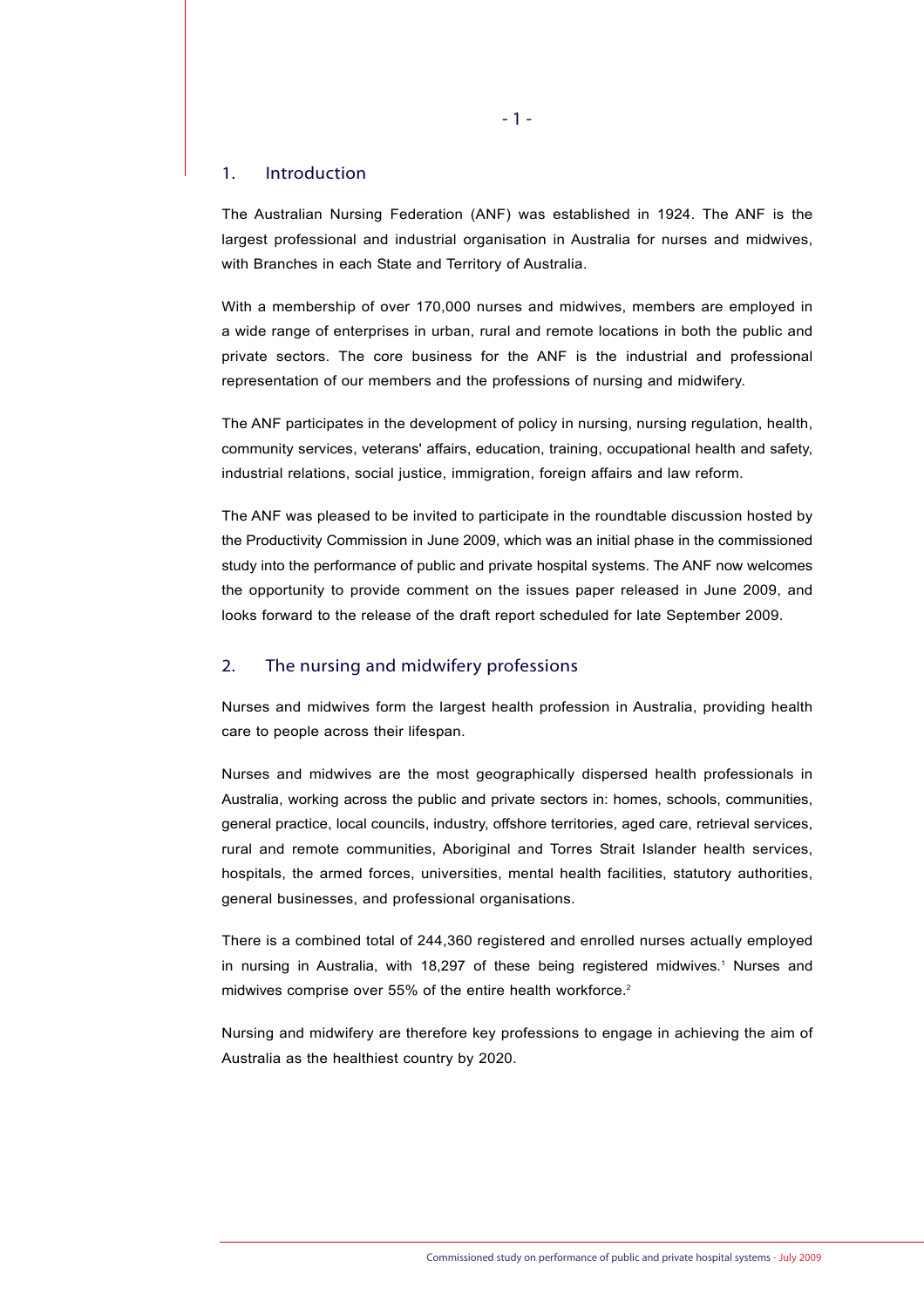## 1. Introduction

The Australian Nursing Federation (ANF) was established in 1924. The ANF is the largest professional and industrial organisation in Australia for nurses and midwives, with Branches in each State and Territory of Australia.

With a membership of over 170,000 nurses and midwives, members are employed in a wide range of enterprises in urban, rural and remote locations in both the public and private sectors. The core business for the ANF is the industrial and professional representation of our members and the professions of nursing and midwifery.

The ANF participates in the development of policy in nursing, nursing regulation, health, community services, veterans' affairs, education, training, occupational health and safety, industrial relations, social justice, immigration, foreign affairs and law reform.

The ANF was pleased to be invited to participate in the roundtable discussion hosted by the Productivity Commission in June 2009, which was an initial phase in the commissioned study into the performance of public and private hospital systems. The ANF now welcomes the opportunity to provide comment on the issues paper released in June 2009, and looks forward to the release of the draft report scheduled for late September 2009.

## 2. The nursing and midwifery professions

Nurses and midwives form the largest health profession in Australia, providing health care to people across their lifespan.

Nurses and midwives are the most geographically dispersed health professionals in Australia, working across the public and private sectors in: homes, schools, communities, general practice, local councils, industry, offshore territories, aged care, retrieval services, rural and remote communities, Aboriginal and Torres Strait Islander health services, hospitals, the armed forces, universities, mental health facilities, statutory authorities, general businesses, and professional organisations.

There is a combined total of 244,360 registered and enrolled nurses actually employed in nursing in Australia, with 18,297 of these being registered midwives.[1] Nurses and midwives comprise over 55% of the entire health workforce.[2]

Nursing and midwifery are therefore key professions to engage in achieving the aim of Australia as the healthiest country by 2020.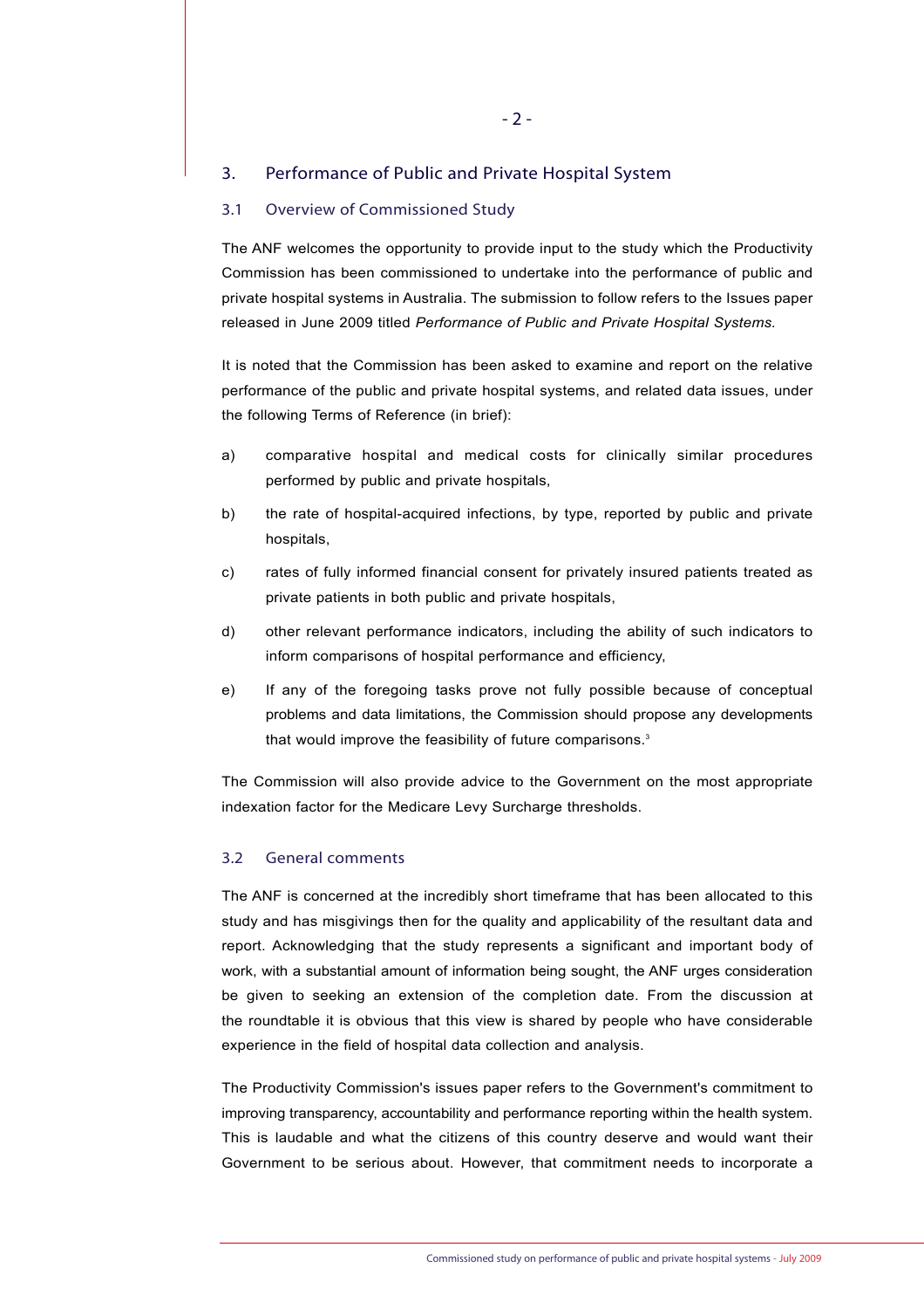## 3. Performance of Public and Private Hospital System

### 3.1 Overview of Commissioned Study

The ANF welcomes the opportunity to provide input to the study which the Productivity Commission has been commissioned to undertake into the performance of public and private hospital systems in Australia. The submission to follow refers to the Issues paper released in June 2009 titled *Performance of Public and Private Hospital Systems*.

It is noted that the Commission has been asked to examine and report on the relative performance of the public and private hospital systems, and related data issues, under the following Terms of Reference (in brief):

a) comparative hospital and medical costs for clinically similar procedures performed by public and private hospitals,

b) the rate of hospital-acquired infections, by type, reported by public and private hospitals,

c) rates of fully informed financial consent for privately insured patients treated as private patients in both public and private hospitals,

d) other relevant performance indicators, including the ability of such indicators to inform comparisons of hospital performance and efficiency,

e) If any of the foregoing tasks prove not fully possible because of conceptual problems and data limitations, the Commission should propose any developments that would improve the feasibility of future comparisons.[3]

The Commission will also provide advice to the Government on the most appropriate indexation factor for the Medicare Levy Surcharge thresholds.

### 3.2 General comments

The ANF is concerned at the incredibly short timeframe that has been allocated to this study and has misgivings then for the quality and applicability of the resultant data and report. Acknowledging that the study represents a significant and important body of work, with a substantial amount of information being sought, the ANF urges consideration be given to seeking an extension of the completion date. From the discussion at the roundtable it is obvious that this view is shared by people who have considerable experience in the field of hospital data collection and analysis.

The Productivity Commission's issues paper refers to the Government's commitment to improving transparency, accountability and performance reporting within the health system. This is laudable and what the citizens of this country deserve and would want their Government to be serious about. However, that commitment needs to incorporate a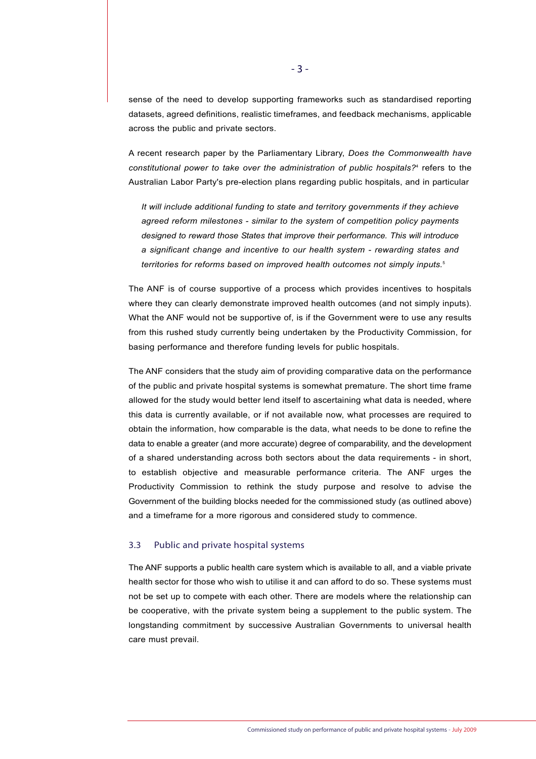sense of the need to develop supporting frameworks such as standardised reporting datasets, agreed definitions, realistic timeframes, and feedback mechanisms, applicable across the public and private sectors.

A recent research paper by the Parliamentary Library, *Does the Commonwealth have constitutional power to take over the administration of public hospitals?*[4] refers to the Australian Labor Party's pre-election plans regarding public hospitals, and in particular

> *It will include additional funding to state and territory governments if they achieve agreed reform milestones - similar to the system of competition policy payments designed to reward those States that improve their performance. This will introduce a significant change and incentive to our health system - rewarding states and territories for reforms based on improved health outcomes not simply inputs.*[5]

The ANF is of course supportive of a process which provides incentives to hospitals where they can clearly demonstrate improved health outcomes (and not simply inputs). What the ANF would not be supportive of, is if the Government were to use any results from this rushed study currently being undertaken by the Productivity Commission, for basing performance and therefore funding levels for public hospitals.

The ANF considers that the study aim of providing comparative data on the performance of the public and private hospital systems is somewhat premature. The short time frame allowed for the study would better lend itself to ascertaining what data is needed, where this data is currently available, or if not available now, what processes are required to obtain the information, how comparable is the data, what needs to be done to refine the data to enable a greater (and more accurate) degree of comparability, and the development of a shared understanding across both sectors about the data requirements - in short, to establish objective and measurable performance criteria. The ANF urges the Productivity Commission to rethink the study purpose and resolve to advise the Government of the building blocks needed for the commissioned study (as outlined above) and a timeframe for a more rigorous and considered study to commence.

### 3.3 Public and private hospital systems

The ANF supports a public health care system which is available to all, and a viable private health sector for those who wish to utilise it and can afford to do so. These systems must not be set up to compete with each other. There are models where the relationship can be cooperative, with the private system being a supplement to the public system. The longstanding commitment by successive Australian Governments to universal health care must prevail.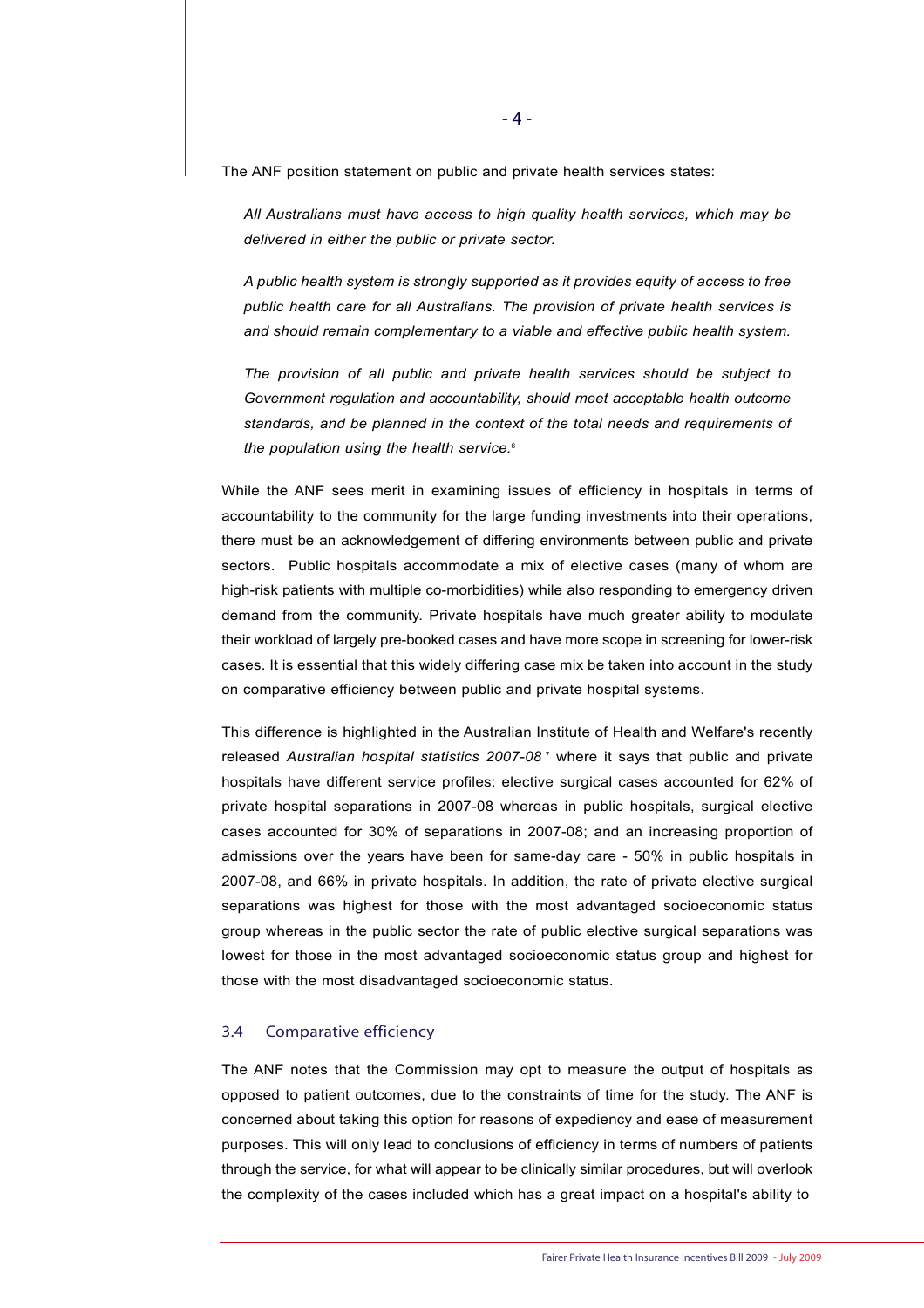The ANF position statement on public and private health services states:

> *All Australians must have access to high quality health services, which may be delivered in either the public or private sector.*
>
> *A public health system is strongly supported as it provides equity of access to free public health care for all Australians. The provision of private health services is and should remain complementary to a viable and effective public health system.*
>
> *The provision of all public and private health services should be subject to Government regulation and accountability, should meet acceptable health outcome standards, and be planned in the context of the total needs and requirements of the population using the health service.*[6]

While the ANF sees merit in examining issues of efficiency in hospitals in terms of accountability to the community for the large funding investments into their operations, there must be an acknowledgement of differing environments between public and private sectors. Public hospitals accommodate a mix of elective cases (many of whom are high-risk patients with multiple co-morbidities) while also responding to emergency driven demand from the community. Private hospitals have much greater ability to modulate their workload of largely pre-booked cases and have more scope in screening for lower-risk cases. It is essential that this widely differing case mix be taken into account in the study on comparative efficiency between public and private hospital systems.

This difference is highlighted in the Australian Institute of Health and Welfare's recently released *Australian hospital statistics 2007-08*[7] where it says that public and private hospitals have different service profiles: elective surgical cases accounted for 62% of private hospital separations in 2007-08 whereas in public hospitals, surgical elective cases accounted for 30% of separations in 2007-08; and an increasing proportion of admissions over the years have been for same-day care - 50% in public hospitals in 2007-08, and 66% in private hospitals. In addition, the rate of private elective surgical separations was highest for those with the most advantaged socioeconomic status group whereas in the public sector the rate of public elective surgical separations was lowest for those in the most advantaged socioeconomic status group and highest for those with the most disadvantaged socioeconomic status.

### 3.4 Comparative efficiency

The ANF notes that the Commission may opt to measure the output of hospitals as opposed to patient outcomes, due to the constraints of time for the study. The ANF is concerned about taking this option for reasons of expediency and ease of measurement purposes. This will only lead to conclusions of efficiency in terms of numbers of patients through the service, for what will appear to be clinically similar procedures, but will overlook the complexity of the cases included which has a great impact on a hospital's ability to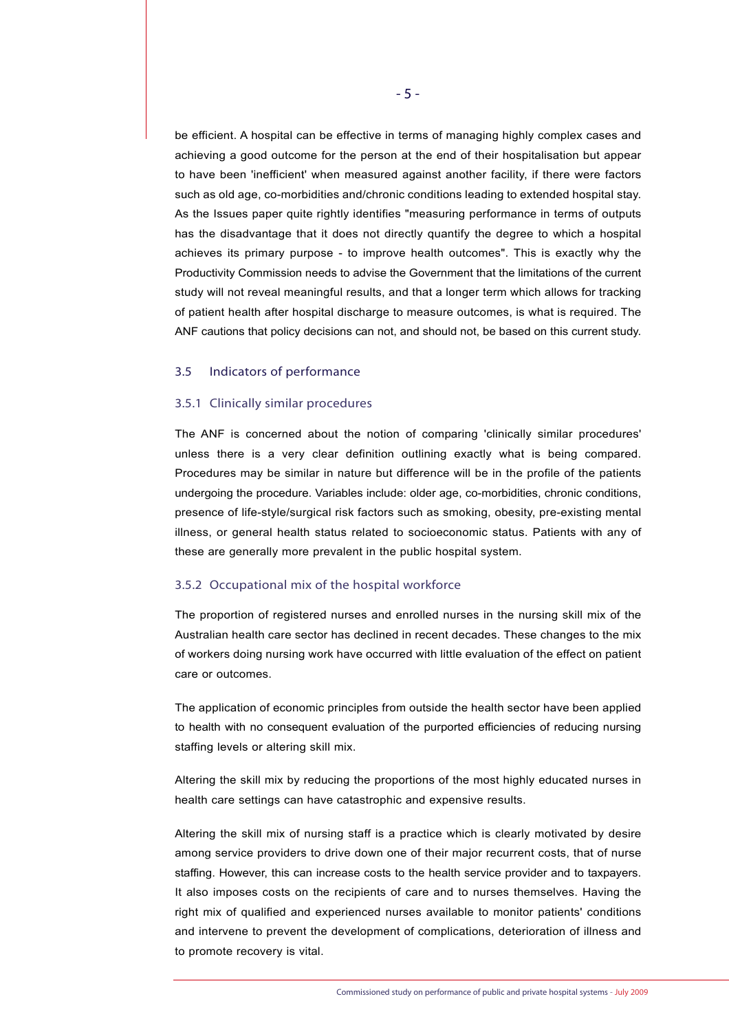be efficient. A hospital can be effective in terms of managing highly complex cases and achieving a good outcome for the person at the end of their hospitalisation but appear to have been 'inefficient' when measured against another facility, if there were factors such as old age, co-morbidities and/chronic conditions leading to extended hospital stay. As the Issues paper quite rightly identifies "measuring performance in terms of outputs has the disadvantage that it does not directly quantify the degree to which a hospital achieves its primary purpose - to improve health outcomes". This is exactly why the Productivity Commission needs to advise the Government that the limitations of the current study will not reveal meaningful results, and that a longer term which allows for tracking of patient health after hospital discharge to measure outcomes, is what is required. The ANF cautions that policy decisions can not, and should not, be based on this current study.

## 3.5 Indicators of performance

### 3.5.1 Clinically similar procedures

The ANF is concerned about the notion of comparing 'clinically similar procedures' unless there is a very clear definition outlining exactly what is being compared. Procedures may be similar in nature but difference will be in the profile of the patients undergoing the procedure. Variables include: older age, co-morbidities, chronic conditions, presence of life-style/surgical risk factors such as smoking, obesity, pre-existing mental illness, or general health status related to socioeconomic status. Patients with any of these are generally more prevalent in the public hospital system.

### 3.5.2 Occupational mix of the hospital workforce

The proportion of registered nurses and enrolled nurses in the nursing skill mix of the Australian health care sector has declined in recent decades. These changes to the mix of workers doing nursing work have occurred with little evaluation of the effect on patient care or outcomes.

The application of economic principles from outside the health sector have been applied to health with no consequent evaluation of the purported efficiencies of reducing nursing staffing levels or altering skill mix.

Altering the skill mix by reducing the proportions of the most highly educated nurses in health care settings can have catastrophic and expensive results.

Altering the skill mix of nursing staff is a practice which is clearly motivated by desire among service providers to drive down one of their major recurrent costs, that of nurse staffing. However, this can increase costs to the health service provider and to taxpayers. It also imposes costs on the recipients of care and to nurses themselves. Having the right mix of qualified and experienced nurses available to monitor patients' conditions and intervene to prevent the development of complications, deterioration of illness and to promote recovery is vital.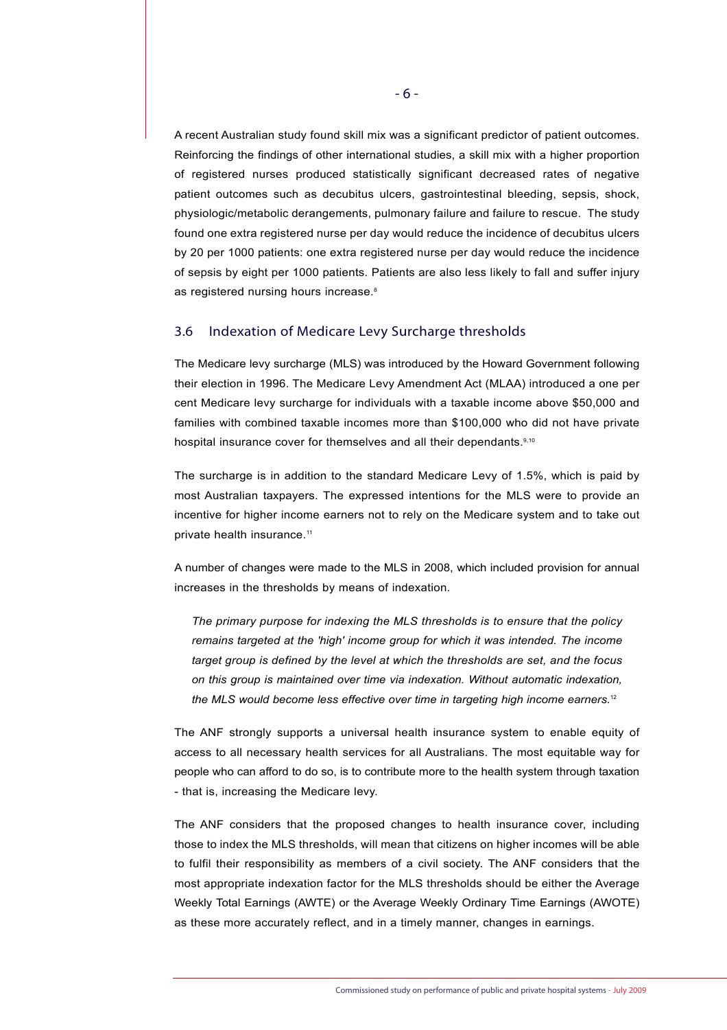A recent Australian study found skill mix was a significant predictor of patient outcomes. Reinforcing the findings of other international studies, a skill mix with a higher proportion of registered nurses produced statistically significant decreased rates of negative patient outcomes such as decubitus ulcers, gastrointestinal bleeding, sepsis, shock, physiologic/metabolic derangements, pulmonary failure and failure to rescue. The study found one extra registered nurse per day would reduce the incidence of decubitus ulcers by 20 per 1000 patients: one extra registered nurse per day would reduce the incidence of sepsis by eight per 1000 patients. Patients are also less likely to fall and suffer injury as registered nursing hours increase.[8]

## 3.6 Indexation of Medicare Levy Surcharge thresholds

The Medicare levy surcharge (MLS) was introduced by the Howard Government following their election in 1996. The Medicare Levy Amendment Act (MLAA) introduced a one per cent Medicare levy surcharge for individuals with a taxable income above $50,000 and families with combined taxable incomes more than $100,000 who did not have private hospital insurance cover for themselves and all their dependants.[9,10]

The surcharge is in addition to the standard Medicare Levy of 1.5%, which is paid by most Australian taxpayers. The expressed intentions for the MLS were to provide an incentive for higher income earners not to rely on the Medicare system and to take out private health insurance.[11]

A number of changes were made to the MLS in 2008, which included provision for annual increases in the thresholds by means of indexation.

> *The primary purpose for indexing the MLS thresholds is to ensure that the policy remains targeted at the 'high' income group for which it was intended. The income target group is defined by the level at which the thresholds are set, and the focus on this group is maintained over time via indexation. Without automatic indexation, the MLS would become less effective over time in targeting high income earners.*[12]

The ANF strongly supports a universal health insurance system to enable equity of access to all necessary health services for all Australians. The most equitable way for people who can afford to do so, is to contribute more to the health system through taxation - that is, increasing the Medicare levy.

The ANF considers that the proposed changes to health insurance cover, including those to index the MLS thresholds, will mean that citizens on higher incomes will be able to fulfil their responsibility as members of a civil society. The ANF considers that the most appropriate indexation factor for the MLS thresholds should be either the Average Weekly Total Earnings (AWTE) or the Average Weekly Ordinary Time Earnings (AWOTE) as these more accurately reflect, and in a timely manner, changes in earnings.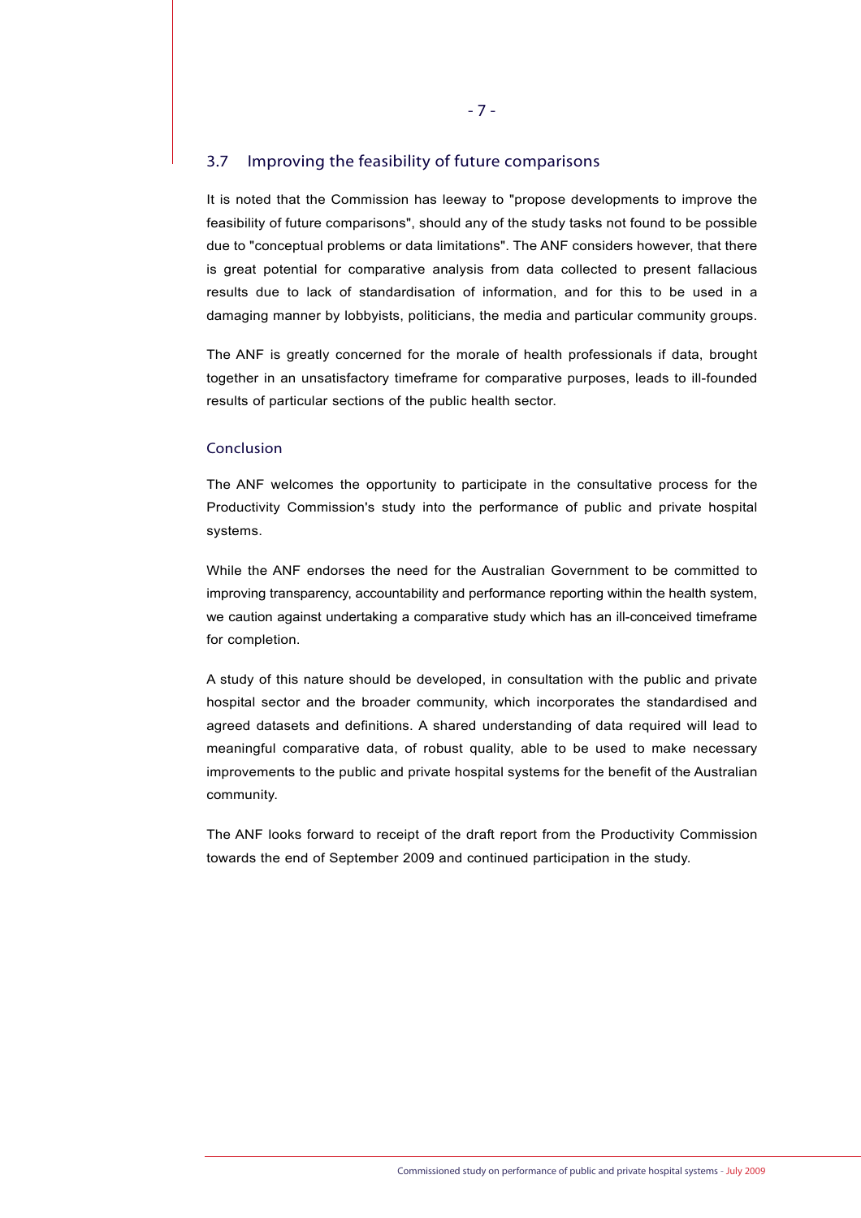## 3.7 Improving the feasibility of future comparisons

It is noted that the Commission has leeway to "propose developments to improve the feasibility of future comparisons", should any of the study tasks not found to be possible due to "conceptual problems or data limitations". The ANF considers however, that there is great potential for comparative analysis from data collected to present fallacious results due to lack of standardisation of information, and for this to be used in a damaging manner by lobbyists, politicians, the media and particular community groups.

The ANF is greatly concerned for the morale of health professionals if data, brought together in an unsatisfactory timeframe for comparative purposes, leads to ill-founded results of particular sections of the public health sector.

## Conclusion

The ANF welcomes the opportunity to participate in the consultative process for the Productivity Commission's study into the performance of public and private hospital systems.

While the ANF endorses the need for the Australian Government to be committed to improving transparency, accountability and performance reporting within the health system, we caution against undertaking a comparative study which has an ill-conceived timeframe for completion.

A study of this nature should be developed, in consultation with the public and private hospital sector and the broader community, which incorporates the standardised and agreed datasets and definitions. A shared understanding of data required will lead to meaningful comparative data, of robust quality, able to be used to make necessary improvements to the public and private hospital systems for the benefit of the Australian community.

The ANF looks forward to receipt of the draft report from the Productivity Commission towards the end of September 2009 and continued participation in the study.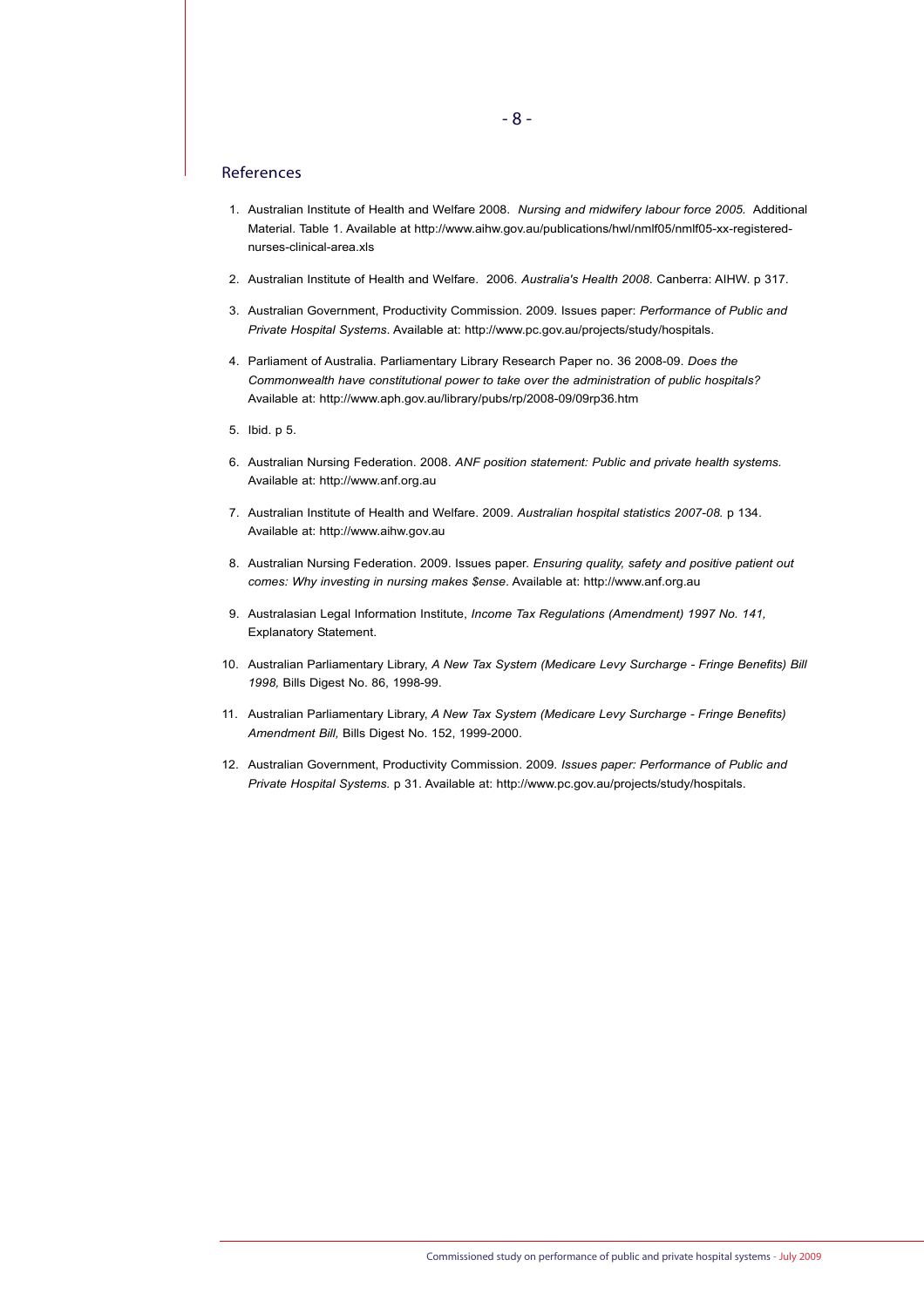## References

1. Australian Institute of Health and Welfare 2008. *Nursing and midwifery labour force 2005.* Additional Material. Table 1. Available at http://www.aihw.gov.au/publications/hwl/nmlf05/nmlf05-xx-registered-nurses-clinical-area.xls
2. Australian Institute of Health and Welfare. 2006. *Australia's Health 2008.* Canberra: AIHW. p 317.
3. Australian Government, Productivity Commission. 2009. Issues paper: *Performance of Public and Private Hospital Systems*. Available at: http://www.pc.gov.au/projects/study/hospitals.
4. Parliament of Australia. Parliamentary Library Research Paper no. 36 2008-09. *Does the Commonwealth have constitutional power to take over the administration of public hospitals?* Available at: http://www.aph.gov.au/library/pubs/rp/2008-09/09rp36.htm
5. Ibid. p 5.
6. Australian Nursing Federation. 2008. *ANF position statement: Public and private health systems.* Available at: http://www.anf.org.au
7. Australian Institute of Health and Welfare. 2009. *Australian hospital statistics 2007-08.* p 134. Available at: http://www.aihw.gov.au
8. Australian Nursing Federation. 2009. Issues paper. *Ensuring quality, safety and positive patient out comes: Why investing in nursing makes $ense*. Available at: http://www.anf.org.au
9. Australasian Legal Information Institute, *Income Tax Regulations (Amendment) 1997 No. 141,* Explanatory Statement.
10. Australian Parliamentary Library, *A New Tax System (Medicare Levy Surcharge - Fringe Benefits) Bill 1998,* Bills Digest No. 86, 1998-99.
11. Australian Parliamentary Library, *A New Tax System (Medicare Levy Surcharge - Fringe Benefits) Amendment Bill,* Bills Digest No. 152, 1999-2000.
12. Australian Government, Productivity Commission. 2009. *Issues paper: Performance of Public and Private Hospital Systems.* p 31. Available at: http://www.pc.gov.au/projects/study/hospitals.